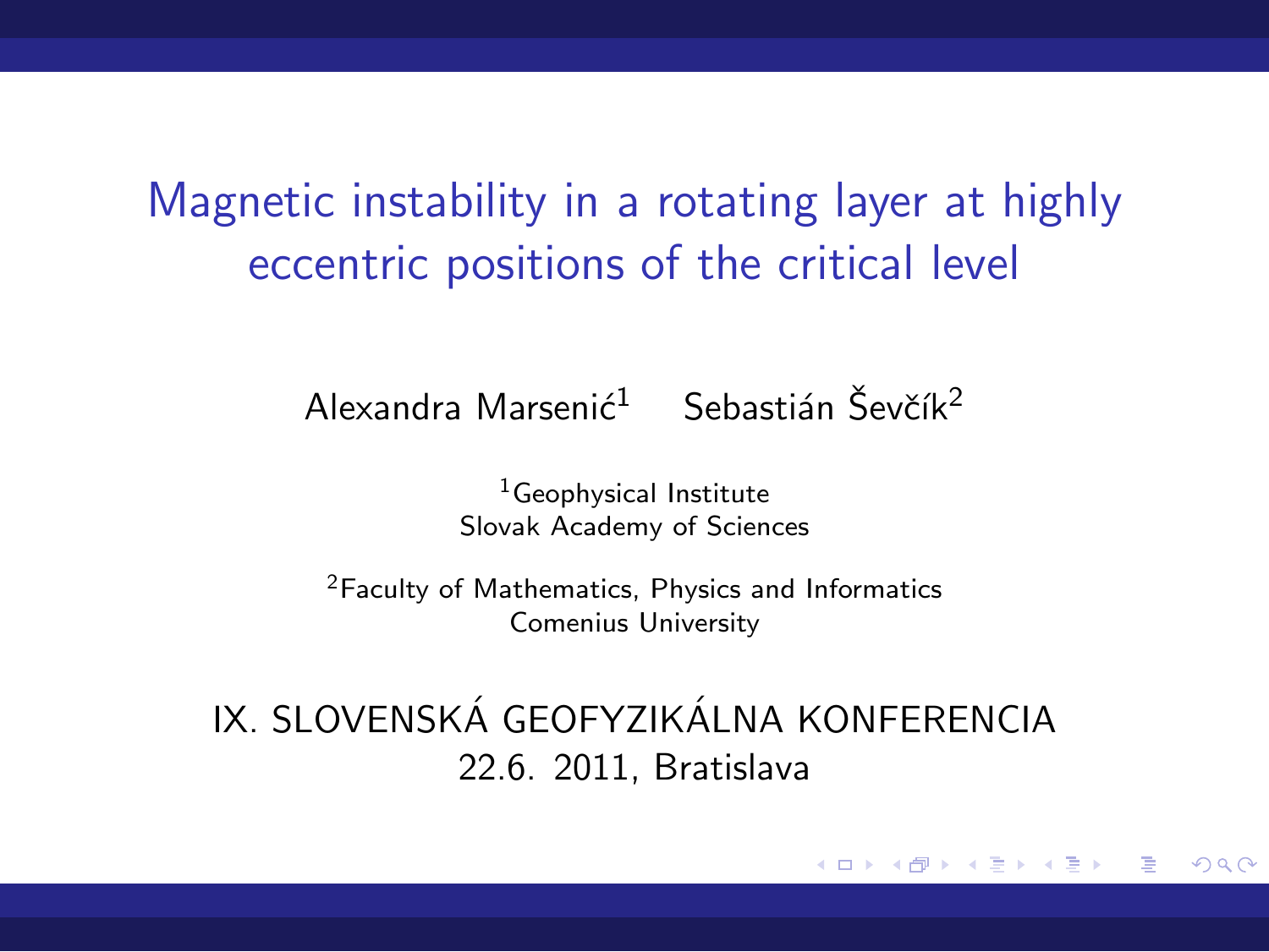# Magnetic instability in a rotating layer at highly eccentric positions of the critical level

Alexandra Marsenić[1] Sebastián Ševčík[2]

[1]Geophysical Institute
Slovak Academy of Sciences

[2]Faculty of Mathematics, Physics and Informatics
Comenius University

IX. SLOVENSKÁ GEOFYZIKÁLNA KONFERENCIA
22.6. 2011, Bratislava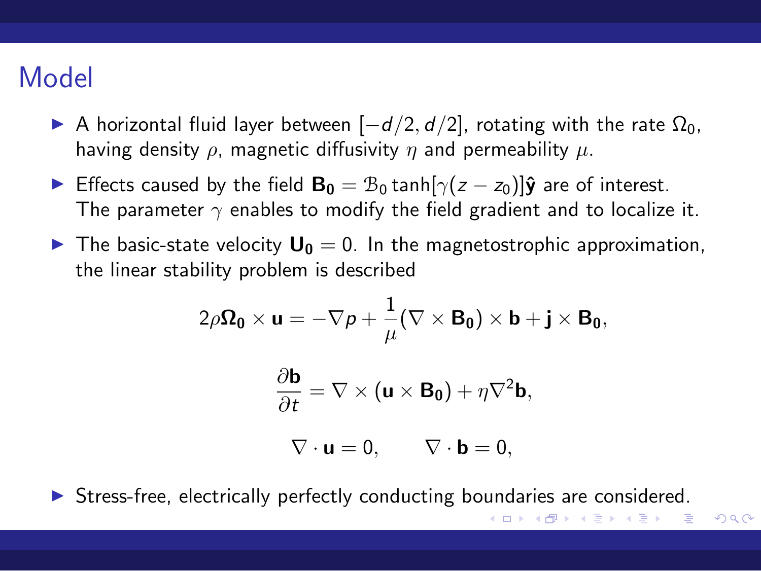# Model

- A horizontal fluid layer between $[-d/2, d/2]$, rotating with the rate $\Omega_0$, having density $\rho$, magnetic diffusivity $\eta$ and permeability $\mu$.
- Effects caused by the field $\mathbf{B_0} = \mathcal{B}_0 \tanh[\gamma(z - z_0)]\hat{\mathbf{y}}$ are of interest. The parameter $\gamma$ enables to modify the field gradient and to localize it.
- The basic-state velocity $\mathbf{U_0} = 0$. In the magnetostrophic approximation, the linear stability problem is described

$$2\rho \mathbf{\Omega_0} \times \mathbf{u} = -\nabla p + \frac{1}{\mu}(\nabla \times \mathbf{B_0}) \times \mathbf{b} + \mathbf{j} \times \mathbf{B_0},$$

$$\frac{\partial \mathbf{b}}{\partial t} = \nabla \times (\mathbf{u} \times \mathbf{B_0}) + \eta \nabla^2 \mathbf{b},$$

$$\nabla \cdot \mathbf{u} = 0, \qquad \nabla \cdot \mathbf{b} = 0,$$

- Stress-free, electrically perfectly conducting boundaries are considered.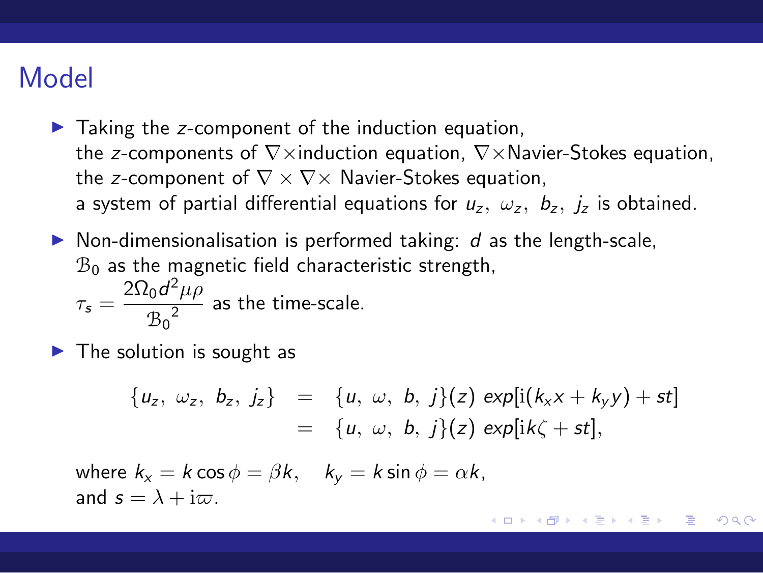# Model

- Taking the $z$-component of the induction equation, the $z$-components of $\nabla\times$induction equation, $\nabla\times$Navier-Stokes equation, the $z$-component of $\nabla\times\nabla\times$ Navier-Stokes equation, a system of partial differential equations for $u_z,\ \omega_z,\ b_z,\ j_z$ is obtained.
- Non-dimensionalisation is performed taking: $d$ as the length-scale, $\mathcal{B}_0$ as the magnetic field characteristic strength, $\tau_s = \dfrac{2\Omega_0 d^2 \mu\rho}{{\mathcal{B}_0}^2}$ as the time-scale.
- The solution is sought as

$$
\begin{aligned}
\{u_z,\ \omega_z,\ b_z,\ j_z\} &= \{u,\ \omega,\ b,\ j\}(z)\ exp[\mathrm{i}(k_x x + k_y y) + st] \\
&= \{u,\ \omega,\ b,\ j\}(z)\ exp[\mathrm{i}k\zeta + st],
\end{aligned}
$$

  where $k_x = k\cos\phi = \beta k, \quad k_y = k\sin\phi = \alpha k$, and $s = \lambda + \mathrm{i}\varpi$.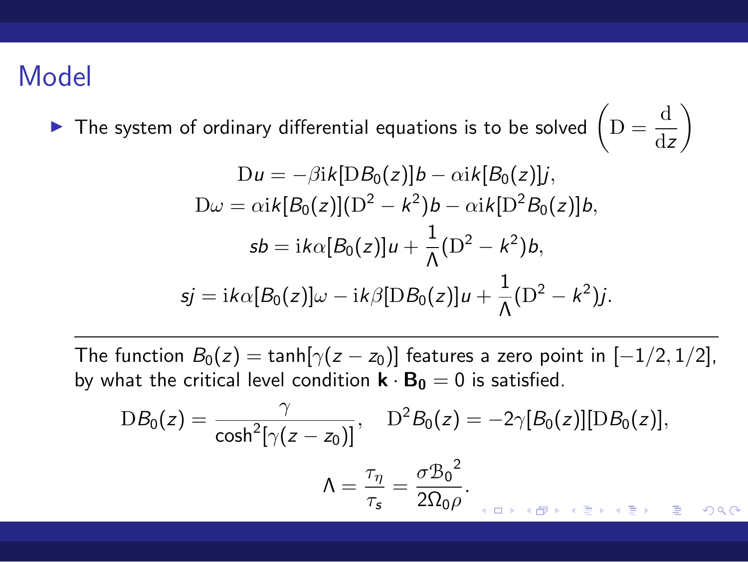# Model

- The system of ordinary differential equations is to be solved $\left(\mathrm{D} = \dfrac{\mathrm{d}}{\mathrm{d}z}\right)$

$$
\begin{gathered}
\mathrm{D}u = -\beta \mathrm{i}k[\mathrm{D}B_0(z)]b - \alpha \mathrm{i}k[B_0(z)]j, \\
\mathrm{D}\omega = \alpha \mathrm{i}k[B_0(z)](\mathrm{D}^2 - k^2)b - \alpha \mathrm{i}k[\mathrm{D}^2 B_0(z)]b, \\
sb = \mathrm{i}k\alpha[B_0(z)]u + \frac{1}{\Lambda}(\mathrm{D}^2 - k^2)b, \\
sj = \mathrm{i}k\alpha[B_0(z)]\omega - \mathrm{i}k\beta[\mathrm{D}B_0(z)]u + \frac{1}{\Lambda}(\mathrm{D}^2 - k^2)j.
\end{gathered}
$$

---

The function $B_0(z) = \tanh[\gamma(z - z_0)]$ features a zero point in $[-1/2, 1/2]$, by what the critical level condition $\mathbf{k} \cdot \mathbf{B_0} = 0$ is satisfied.

$$
\mathrm{D}B_0(z) = \frac{\gamma}{\cosh^2[\gamma(z - z_0)]}, \quad \mathrm{D}^2 B_0(z) = -2\gamma[B_0(z)][\mathrm{D}B_0(z)],
$$

$$
\Lambda = \frac{\tau_\eta}{\tau_s} = \frac{\sigma {\mathcal{B}_0}^2}{2\Omega_0 \rho}.
$$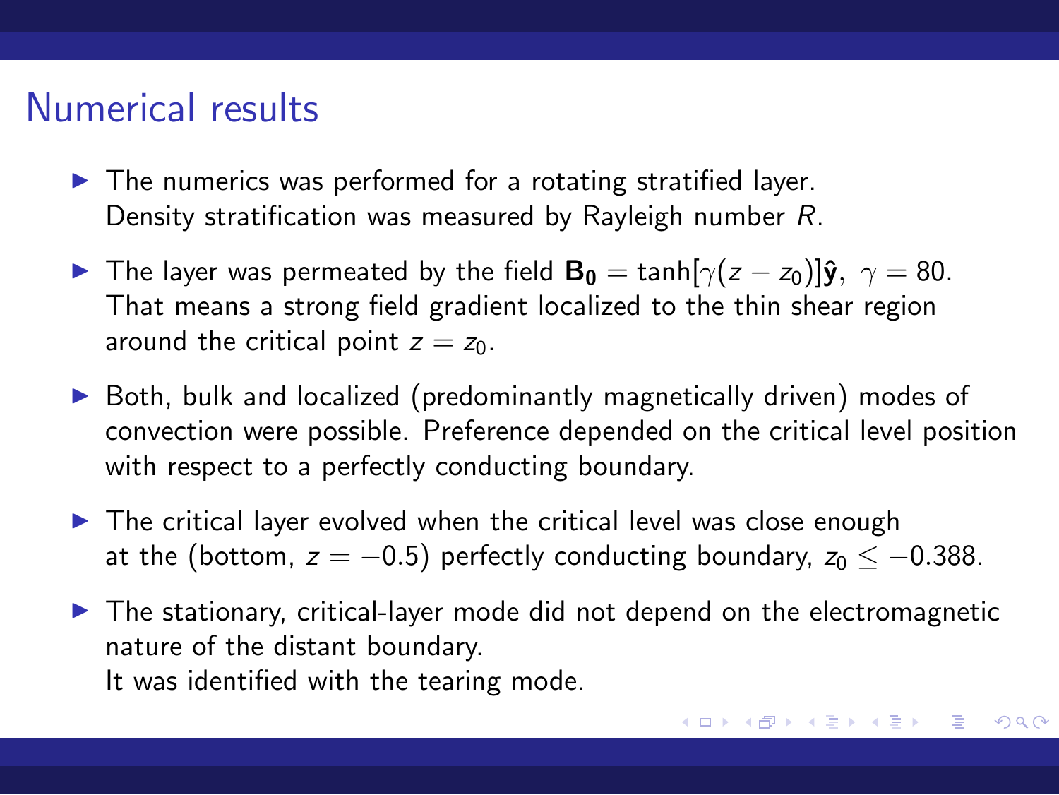# Numerical results

- The numerics was performed for a rotating stratified layer. Density stratification was measured by Rayleigh number $R$.
- The layer was permeated by the field $\mathbf{B_0} = \tanh[\gamma(z - z_0)]\hat{\mathbf{y}},\ \gamma = 80$. That means a strong field gradient localized to the thin shear region around the critical point $z = z_0$.
- Both, bulk and localized (predominantly magnetically driven) modes of convection were possible. Preference depended on the critical level position with respect to a perfectly conducting boundary.
- The critical layer evolved when the critical level was close enough at the (bottom, $z = -0.5$) perfectly conducting boundary, $z_0 \leq -0.388$.
- The stationary, critical-layer mode did not depend on the electromagnetic nature of the distant boundary.
  It was identified with the tearing mode.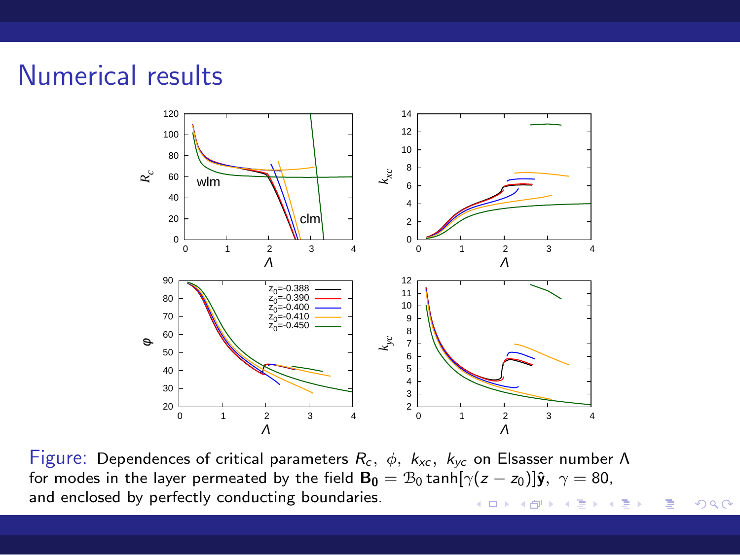# Numerical results

Figure: Dependences of critical parameters $R_c$, $\phi$, $k_{xc}$, $k_{yc}$ on Elsasser number $\Lambda$ for modes in the layer permeated by the field $\mathbf{B_0} = \mathcal{B}_0 \tanh[\gamma(z - z_0)]\hat{\mathbf{y}}$, $\gamma = 80$, and enclosed by perfectly conducting boundaries.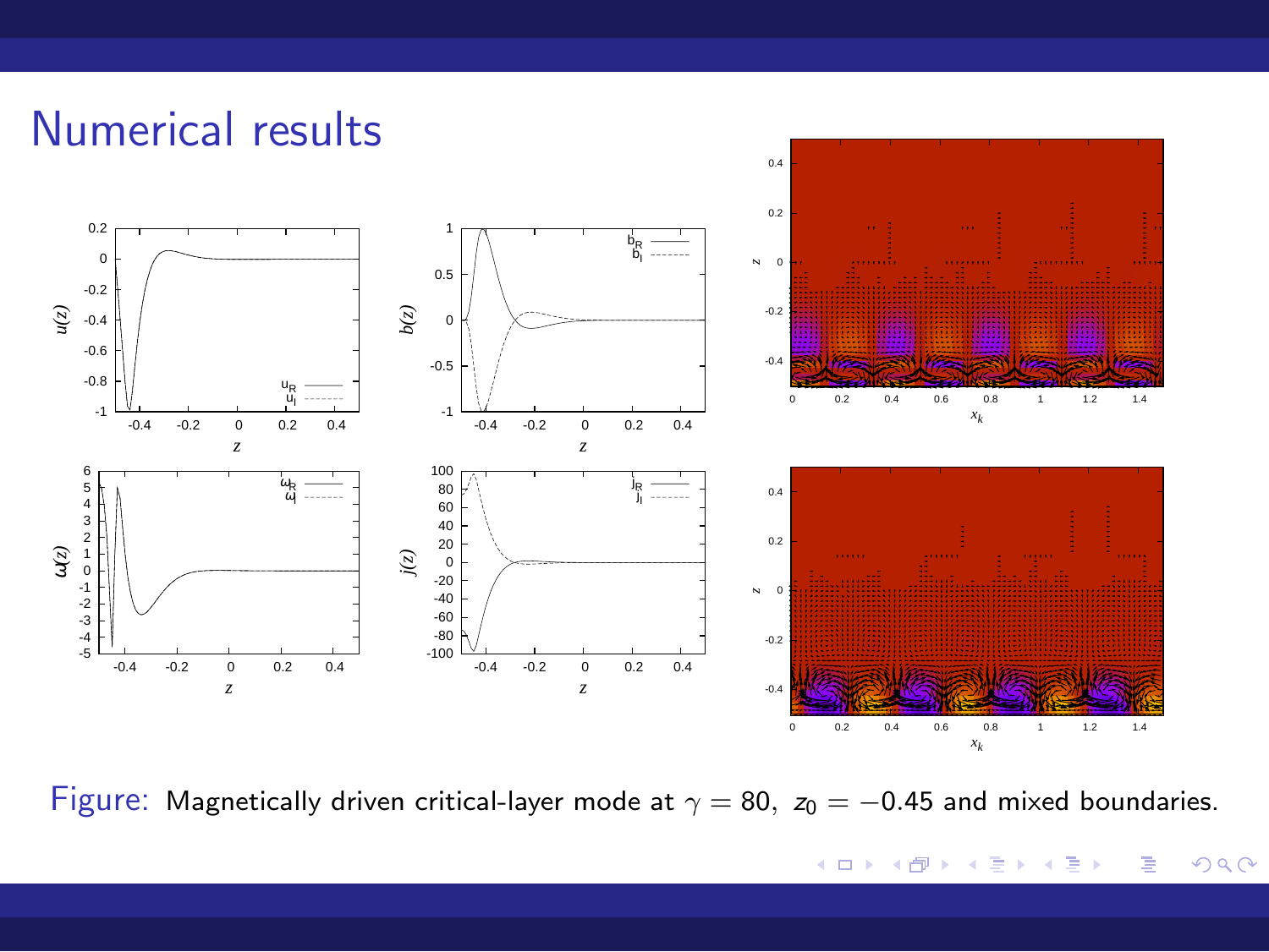# Numerical results

Figure: Magnetically driven critical-layer mode at $\gamma = 80$, $z_0 = -0.45$ and mixed boundaries.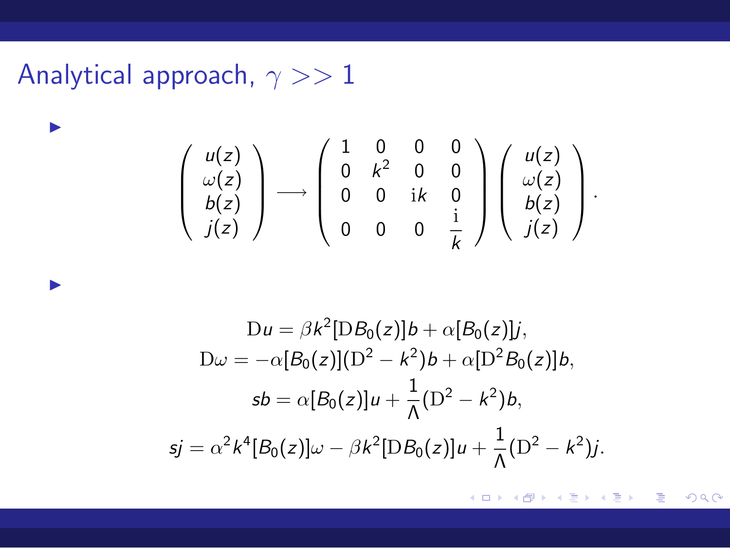# Analytical approach, $\gamma >> 1$

- $$\begin{pmatrix} u(z) \\ \omega(z) \\ b(z) \\ j(z) \end{pmatrix} \longrightarrow \begin{pmatrix} 1 & 0 & 0 & 0 \\ 0 & k^2 & 0 & 0 \\ 0 & 0 & \mathrm{i}k & 0 \\ 0 & 0 & 0 & \frac{\mathrm{i}}{k} \end{pmatrix} \begin{pmatrix} u(z) \\ \omega(z) \\ b(z) \\ j(z) \end{pmatrix}.$$

- $$\mathrm{D}u = \beta k^2 [\mathrm{D}B_0(z)] b + \alpha [B_0(z)] j,$$
$$\mathrm{D}\omega = -\alpha [B_0(z)](\mathrm{D}^2 - k^2) b + \alpha [\mathrm{D}^2 B_0(z)] b,$$
$$sb = \alpha [B_0(z)] u + \frac{1}{\Lambda}(\mathrm{D}^2 - k^2) b,$$
$$sj = \alpha^2 k^4 [B_0(z)]\omega - \beta k^2 [\mathrm{D}B_0(z)] u + \frac{1}{\Lambda}(\mathrm{D}^2 - k^2) j.$$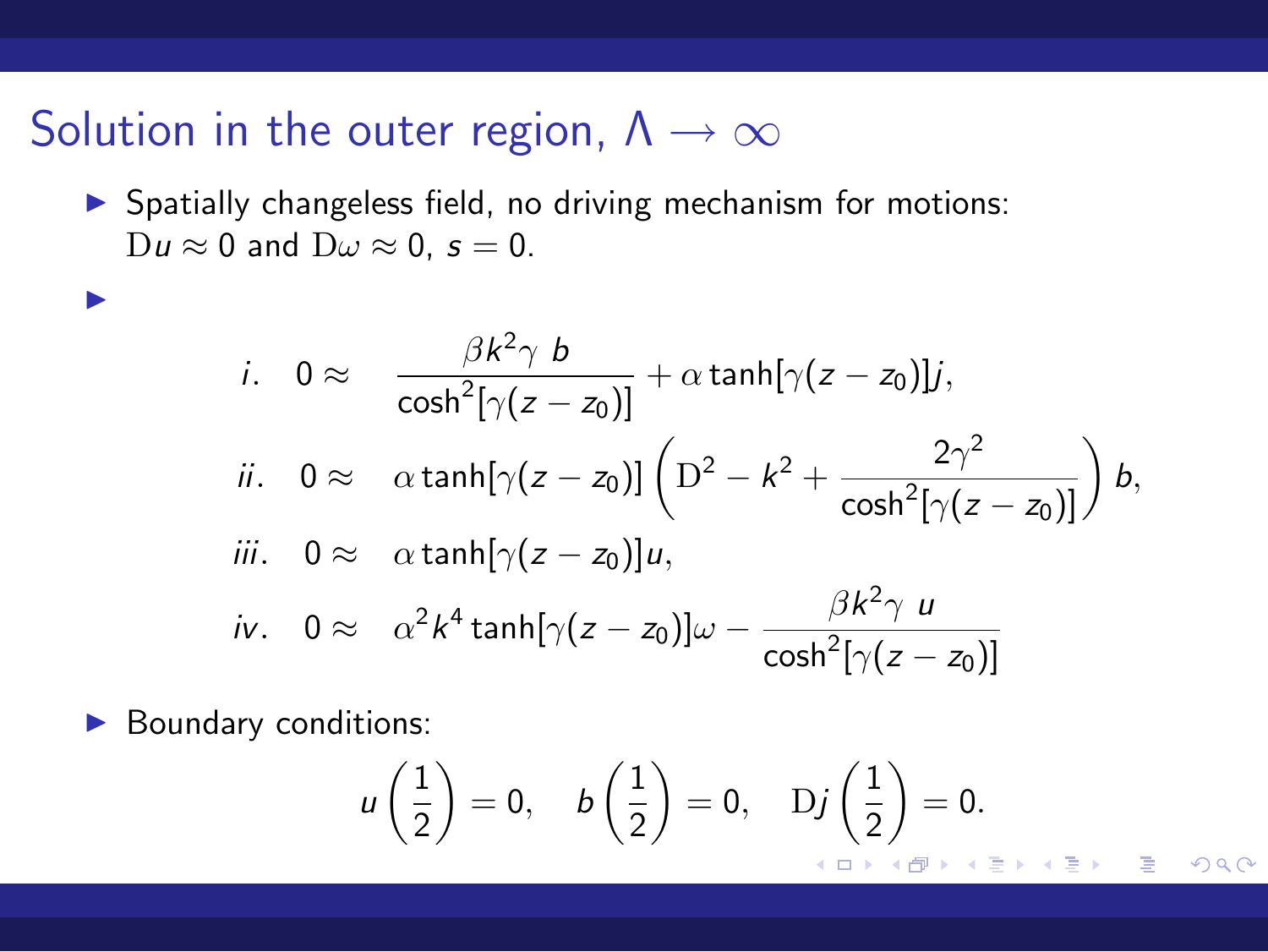# Solution in the outer region, $\Lambda \to \infty$

- Spatially changeless field, no driving mechanism for motions: $\mathrm{D}u \approx 0$ and $\mathrm{D}\omega \approx 0$, $s = 0$.
-

$$
\begin{aligned}
i. \quad 0 &\approx \quad \frac{\beta k^2 \gamma \ b}{\cosh^2[\gamma(z - z_0)]} + \alpha \tanh[\gamma(z - z_0)] j, \\
ii. \quad 0 &\approx \quad \alpha \tanh[\gamma(z - z_0)] \left( \mathrm{D}^2 - k^2 + \frac{2\gamma^2}{\cosh^2[\gamma(z - z_0)]} \right) b, \\
iii. \quad 0 &\approx \quad \alpha \tanh[\gamma(z - z_0)] u, \\
iv. \quad 0 &\approx \quad \alpha^2 k^4 \tanh[\gamma(z - z_0)] \omega - \frac{\beta k^2 \gamma \ u}{\cosh^2[\gamma(z - z_0)]}
\end{aligned}
$$

- Boundary conditions:

$$
u\left(\frac{1}{2}\right) = 0, \quad b\left(\frac{1}{2}\right) = 0, \quad \mathrm{D}j\left(\frac{1}{2}\right) = 0.
$$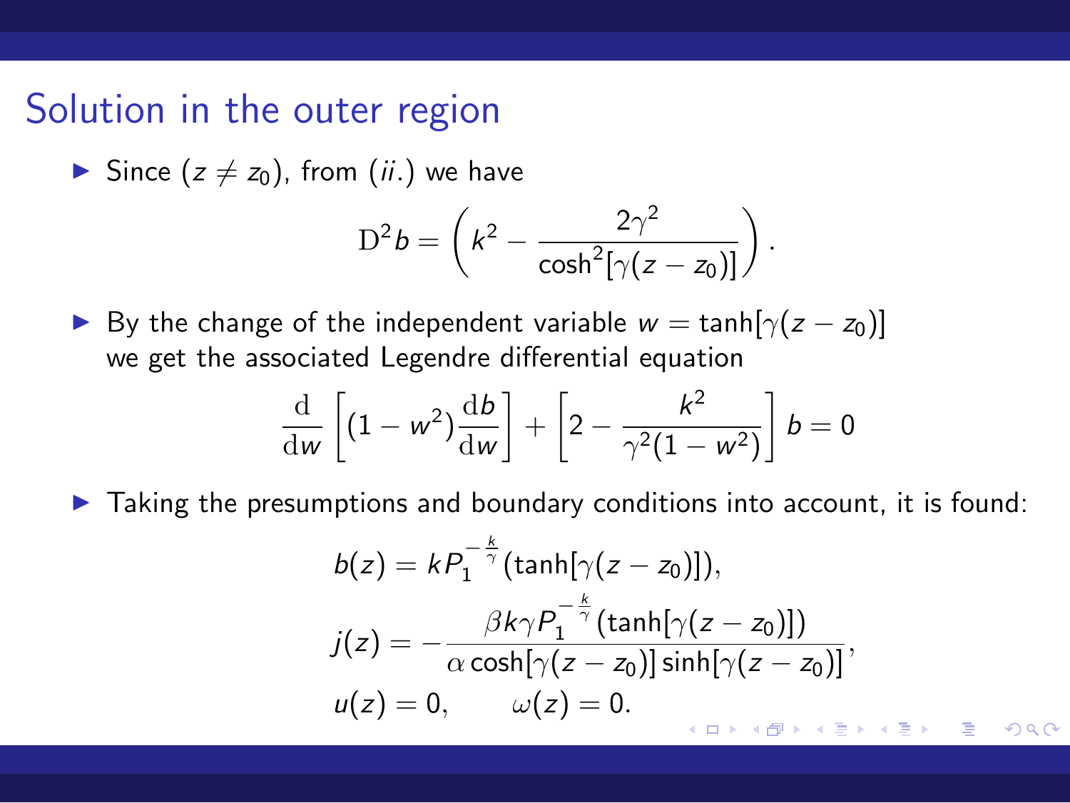## Solution in the outer region

- Since ($z \neq z_0$), from (*ii.*) we have

$$\mathrm{D}^2 b = \left( k^2 - \frac{2\gamma^2}{\cosh^2[\gamma(z - z_0)]} \right).$$

- By the change of the independent variable $w = \tanh[\gamma(z - z_0)]$ we get the associated Legendre differential equation

$$\frac{\mathrm{d}}{\mathrm{d}w}\left[ (1 - w^2)\frac{\mathrm{d}b}{\mathrm{d}w} \right] + \left[ 2 - \frac{k^2}{\gamma^2(1 - w^2)} \right] b = 0$$

- Taking the presumptions and boundary conditions into account, it is found:

$$b(z) = k P_1^{-\frac{k}{\gamma}}(\tanh[\gamma(z - z_0)]),$$

$$j(z) = -\frac{\beta k \gamma P_1^{-\frac{k}{\gamma}}(\tanh[\gamma(z - z_0)])}{\alpha \cosh[\gamma(z - z_0)] \sinh[\gamma(z - z_0)]},$$

$$u(z) = 0, \qquad \omega(z) = 0.$$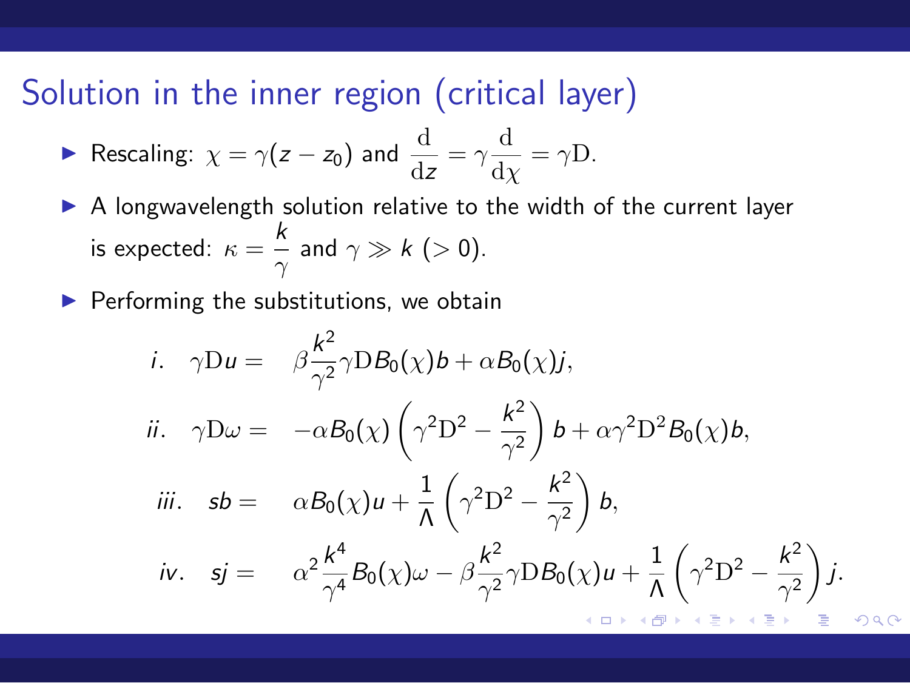# Solution in the inner region (critical layer)

- Rescaling: $\chi = \gamma(z - z_0)$ and $\dfrac{\mathrm{d}}{\mathrm{d}z} = \gamma \dfrac{\mathrm{d}}{\mathrm{d}\chi} = \gamma \mathrm{D}$.
- A longwavelength solution relative to the width of the current layer is expected: $\kappa = \dfrac{k}{\gamma}$ and $\gamma \gg k \ (> 0)$.
- Performing the substitutions, we obtain

$$
\begin{aligned}
i. \quad \gamma \mathrm{D} u &= \beta \frac{k^2}{\gamma^2} \gamma \mathrm{D} B_0(\chi) b + \alpha B_0(\chi) j, \\
ii. \quad \gamma \mathrm{D} \omega &= -\alpha B_0(\chi) \left( \gamma^2 \mathrm{D}^2 - \frac{k^2}{\gamma^2} \right) b + \alpha \gamma^2 \mathrm{D}^2 B_0(\chi) b, \\
iii. \quad s b &= \alpha B_0(\chi) u + \frac{1}{\Lambda} \left( \gamma^2 \mathrm{D}^2 - \frac{k^2}{\gamma^2} \right) b, \\
iv. \quad s j &= \alpha^2 \frac{k^4}{\gamma^4} B_0(\chi) \omega - \beta \frac{k^2}{\gamma^2} \gamma \mathrm{D} B_0(\chi) u + \frac{1}{\Lambda} \left( \gamma^2 \mathrm{D}^2 - \frac{k^2}{\gamma^2} \right) j.
\end{aligned}
$$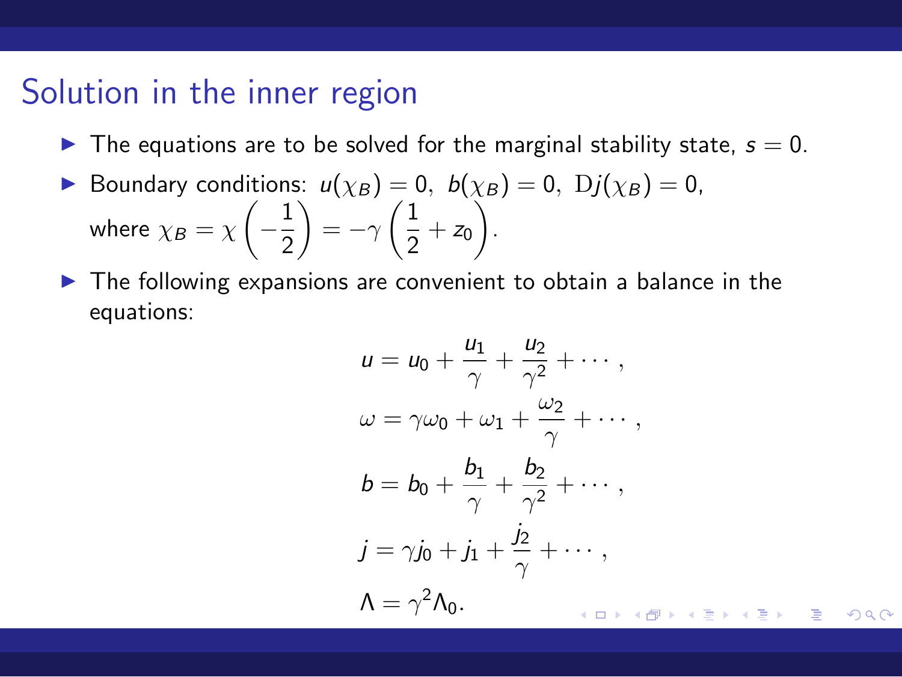# Solution in the inner region

- The equations are to be solved for the marginal stability state, $s = 0$.
- Boundary conditions: $u(\chi_B) = 0,\ b(\chi_B) = 0,\ \mathrm{D}j(\chi_B) = 0$, where $\chi_B = \chi\left(-\frac{1}{2}\right) = -\gamma\left(\frac{1}{2} + z_0\right)$.
- The following expansions are convenient to obtain a balance in the equations:

$$
\begin{aligned}
u &= u_0 + \frac{u_1}{\gamma} + \frac{u_2}{\gamma^2} + \cdots\,, \\
\omega &= \gamma\omega_0 + \omega_1 + \frac{\omega_2}{\gamma} + \cdots\,, \\
b &= b_0 + \frac{b_1}{\gamma} + \frac{b_2}{\gamma^2} + \cdots\,, \\
j &= \gamma j_0 + j_1 + \frac{j_2}{\gamma} + \cdots\,, \\
\Lambda &= \gamma^2\Lambda_0.
\end{aligned}
$$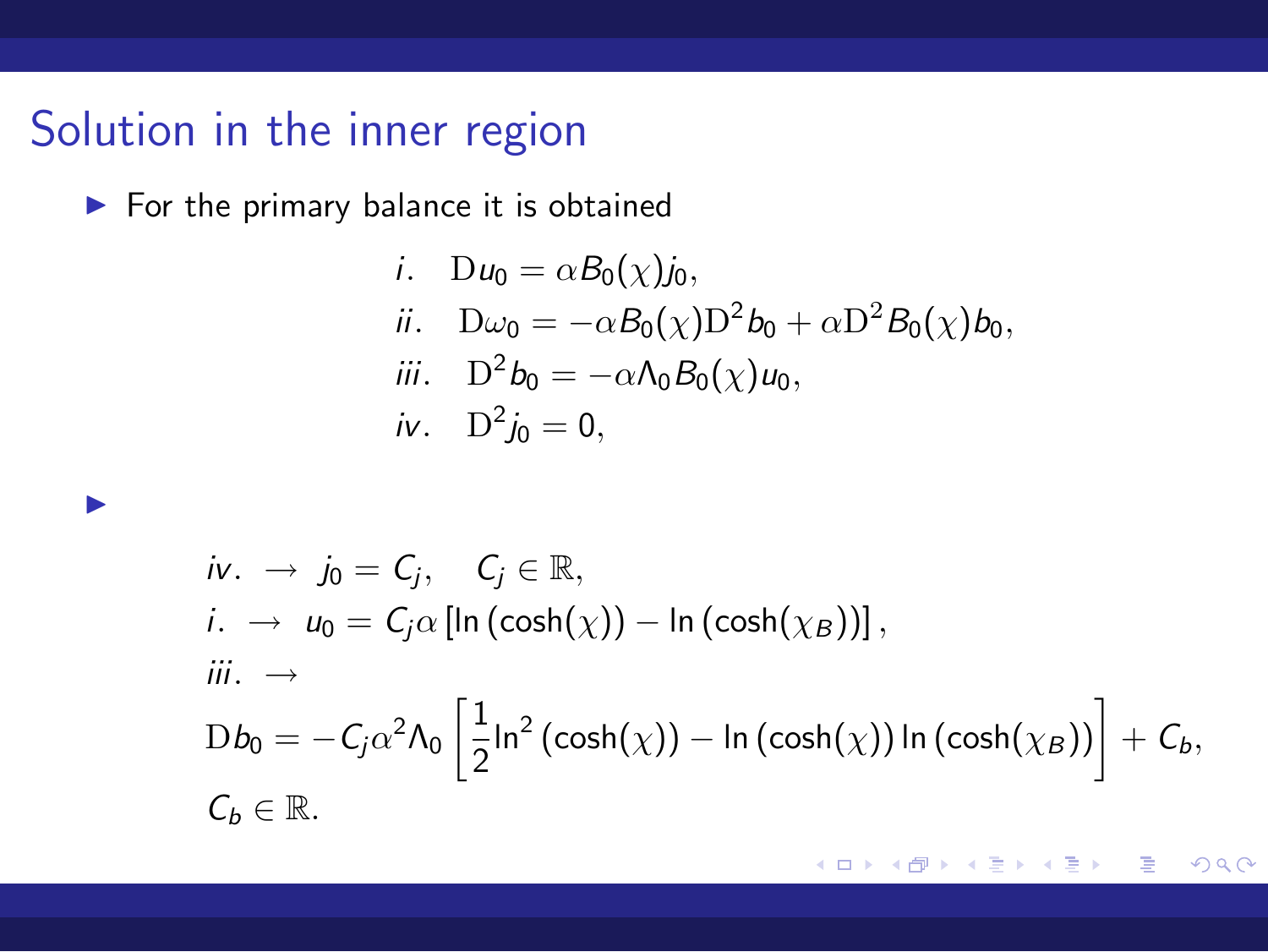## Solution in the inner region

- For the primary balance it is obtained

$$
\begin{aligned}
&i. \quad \mathrm{D} u_0 = \alpha B_0(\chi) j_0, \\
&ii. \quad \mathrm{D}\omega_0 = -\alpha B_0(\chi) \mathrm{D}^2 b_0 + \alpha \mathrm{D}^2 B_0(\chi) b_0, \\
&iii. \quad \mathrm{D}^2 b_0 = -\alpha \Lambda_0 B_0(\chi) u_0, \\
&iv. \quad \mathrm{D}^2 j_0 = 0,
\end{aligned}
$$

- $$
\begin{aligned}
&iv. \rightarrow \; j_0 = C_j, \quad C_j \in \mathbb{R}, \\
&i. \rightarrow \; u_0 = C_j \alpha \left[ \ln\left(\cosh(\chi)\right) - \ln\left(\cosh(\chi_B)\right) \right], \\
&iii. \rightarrow \\
&\mathrm{D} b_0 = -C_j \alpha^2 \Lambda_0 \left[ \frac{1}{2} \ln^2\left(\cosh(\chi)\right) - \ln\left(\cosh(\chi)\right) \ln\left(\cosh(\chi_B)\right) \right] + C_b, \\
&C_b \in \mathbb{R}.
\end{aligned}
$$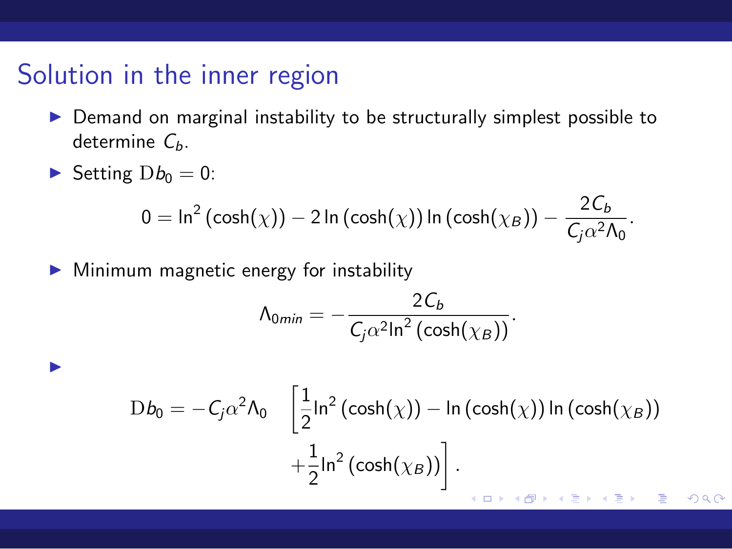## Solution in the inner region

- Demand on marginal instability to be structurally simplest possible to determine $C_b$.
- Setting $\mathrm{D}b_0 = 0$:

$$0 = \ln^2(\cosh(\chi)) - 2\ln(\cosh(\chi))\ln(\cosh(\chi_B)) - \frac{2C_b}{C_j\alpha^2\Lambda_0}.$$

- Minimum magnetic energy for instability

$$\Lambda_{0min} = -\frac{2C_b}{C_j\alpha^2\ln^2(\cosh(\chi_B))}.$$

-

$$\mathrm{D}b_0 = -C_j\alpha^2\Lambda_0 \quad \left[\frac{1}{2}\ln^2(\cosh(\chi)) - \ln(\cosh(\chi))\ln(\cosh(\chi_B)) + \frac{1}{2}\ln^2(\cosh(\chi_B))\right].$$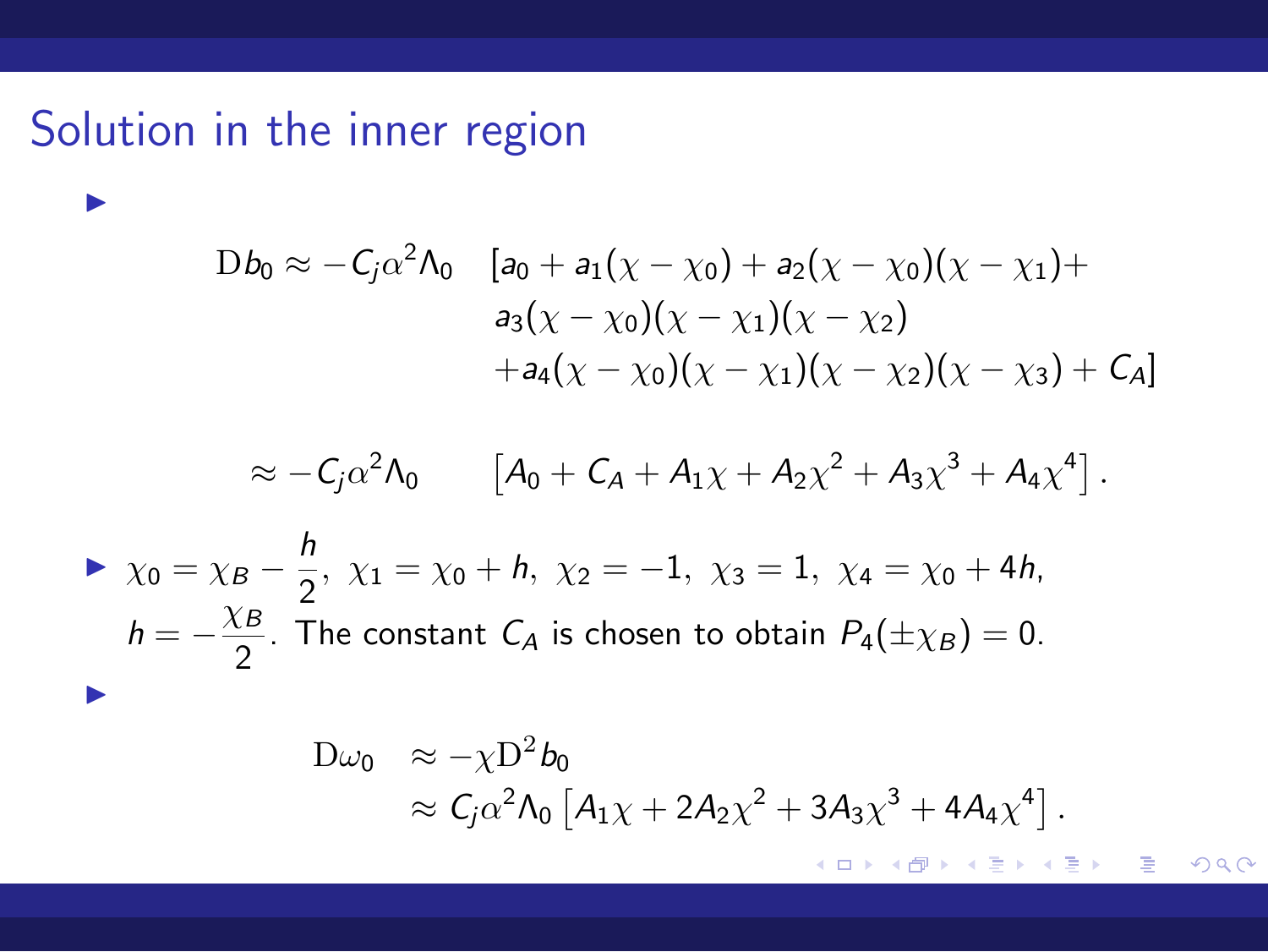## Solution in the inner region

- $$\mathrm{D}b_0 \approx -C_j\alpha^2\Lambda_0 \quad [a_0 + a_1(\chi-\chi_0) + a_2(\chi-\chi_0)(\chi-\chi_1) + a_3(\chi-\chi_0)(\chi-\chi_1)(\chi-\chi_2) + a_4(\chi-\chi_0)(\chi-\chi_1)(\chi-\chi_2)(\chi-\chi_3) + C_A]$$

  $$\approx -C_j\alpha^2\Lambda_0 \quad \left[A_0 + C_A + A_1\chi + A_2\chi^2 + A_3\chi^3 + A_4\chi^4\right].$$

- $\chi_0 = \chi_B - \dfrac{h}{2},\ \chi_1 = \chi_0 + h,\ \chi_2 = -1,\ \chi_3 = 1,\ \chi_4 = \chi_0 + 4h,$ $h = -\dfrac{\chi_B}{2}$. The constant $C_A$ is chosen to obtain $P_4(\pm\chi_B) = 0$.

- $$\begin{aligned}\mathrm{D}\omega_0 &\approx -\chi\mathrm{D}^2 b_0 \\ &\approx C_j\alpha^2\Lambda_0\left[A_1\chi + 2A_2\chi^2 + 3A_3\chi^3 + 4A_4\chi^4\right].\end{aligned}$$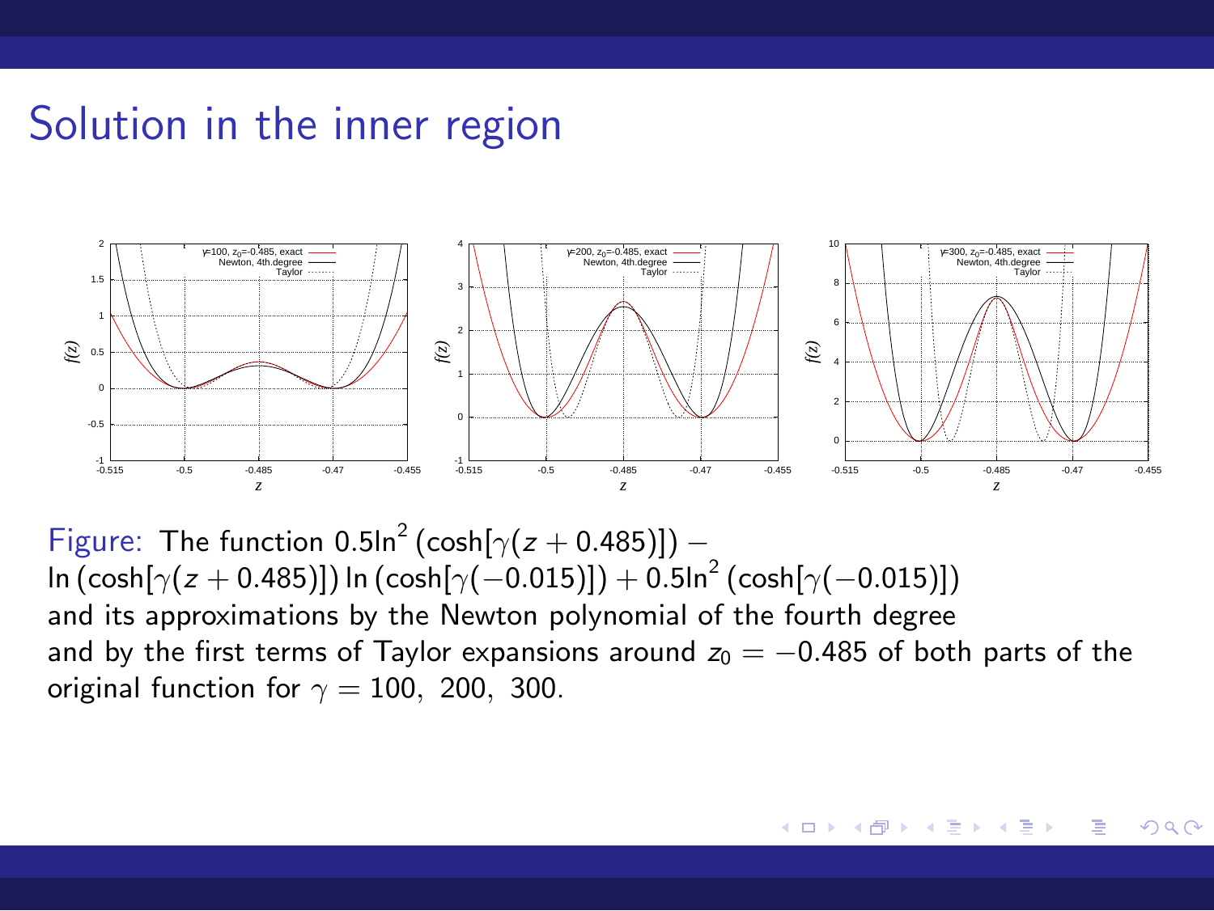# Solution in the inner region

Figure: The function $0.5\ln^2(\cosh[\gamma(z+0.485)]) - \ln(\cosh[\gamma(z+0.485)])\ln(\cosh[\gamma(-0.015)]) + 0.5\ln^2(\cosh[\gamma(-0.015)])$ and its approximations by the Newton polynomial of the fourth degree and by the first terms of Taylor expansions around $z_0 = -0.485$ of both parts of the original function for $\gamma = 100,\ 200,\ 300$.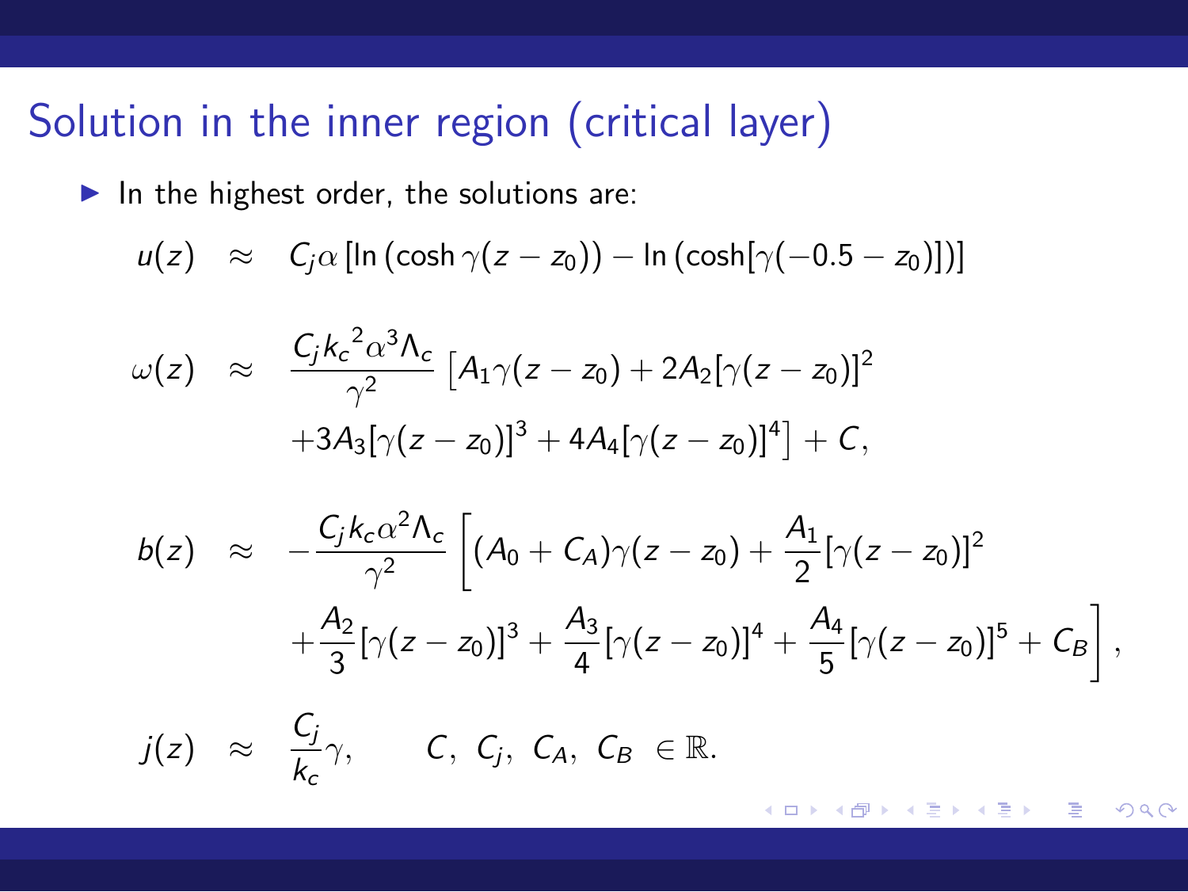## Solution in the inner region (critical layer)

- In the highest order, the solutions are:

$$
\begin{aligned}
u(z) &\approx C_j \alpha \left[ \ln\left(\cosh \gamma (z - z_0)\right) - \ln\left(\cosh[\gamma(-0.5 - z_0)]\right) \right] \\
\omega(z) &\approx \frac{C_j {k_c}^2 \alpha^3 \Lambda_c}{\gamma^2} \left[ A_1 \gamma (z - z_0) + 2A_2 [\gamma(z - z_0)]^2 \right. \\
&\quad \left. + 3A_3 [\gamma(z - z_0)]^3 + 4A_4 [\gamma(z - z_0)]^4 \right] + C, \\
b(z) &\approx -\frac{C_j k_c \alpha^2 \Lambda_c}{\gamma^2} \left[ (A_0 + C_A)\gamma(z - z_0) + \frac{A_1}{2} [\gamma(z - z_0)]^2 \right. \\
&\quad \left. + \frac{A_2}{3} [\gamma(z - z_0)]^3 + \frac{A_3}{4} [\gamma(z - z_0)]^4 + \frac{A_4}{5} [\gamma(z - z_0)]^5 + C_B \right], \\
j(z) &\approx \frac{C_j}{k_c} \gamma, \qquad C,\ C_j,\ C_A,\ C_B \ \in \mathbb{R}.
\end{aligned}
$$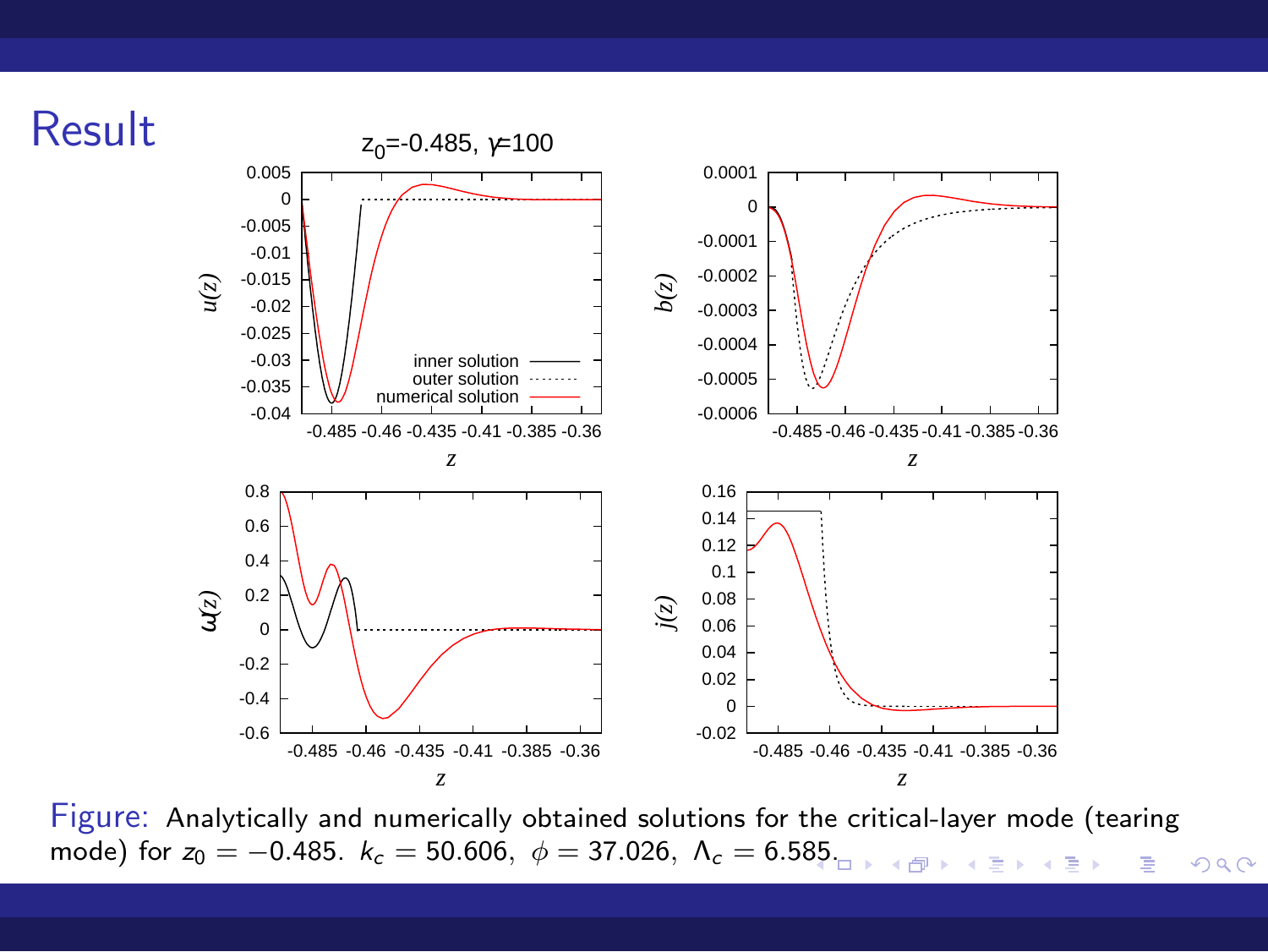# Result

Figure: Analytically and numerically obtained solutions for the critical-layer mode (tearing mode) for $z_0 = -0.485$. $k_c = 50.606$, $\phi = 37.026$, $\Lambda_c = 6.585$.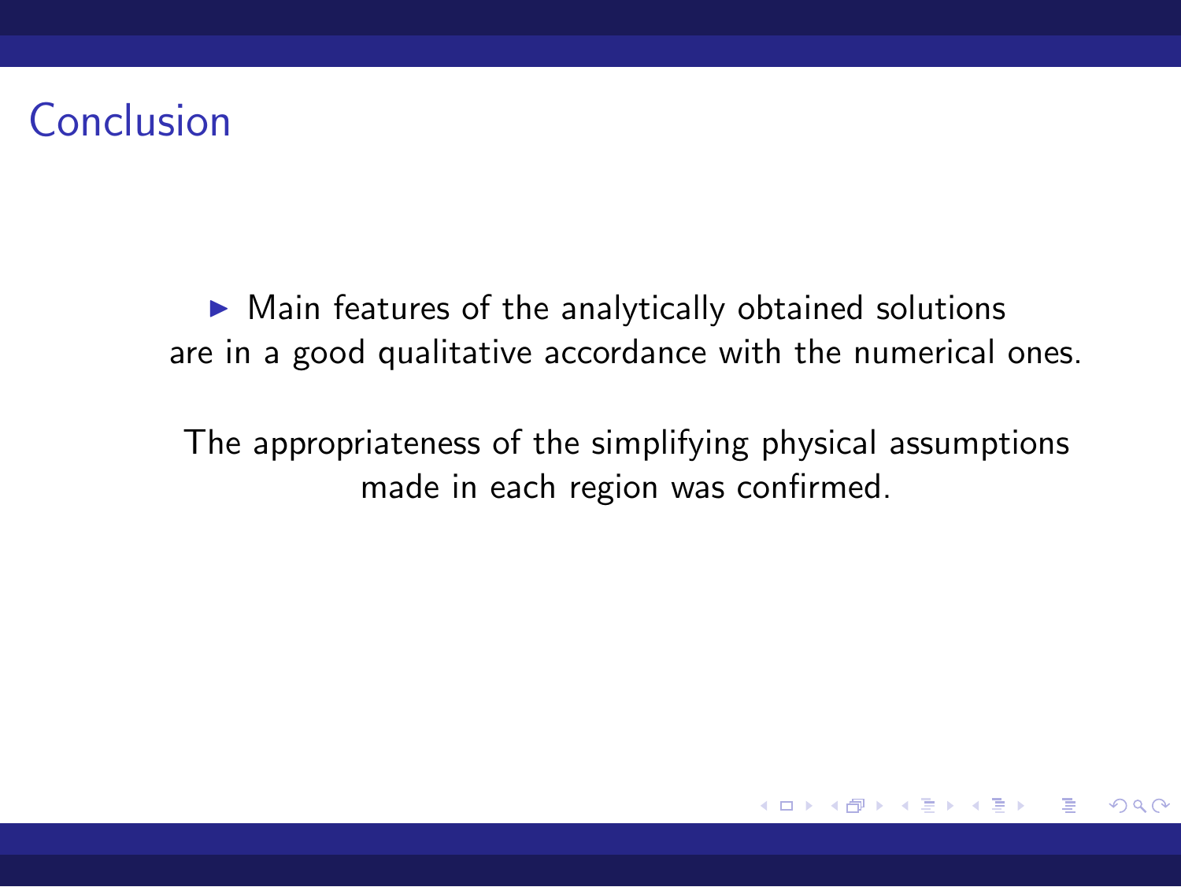# Conclusion

- Main features of the analytically obtained solutions are in a good qualitative accordance with the numerical ones.

  The appropriateness of the simplifying physical assumptions made in each region was confirmed.